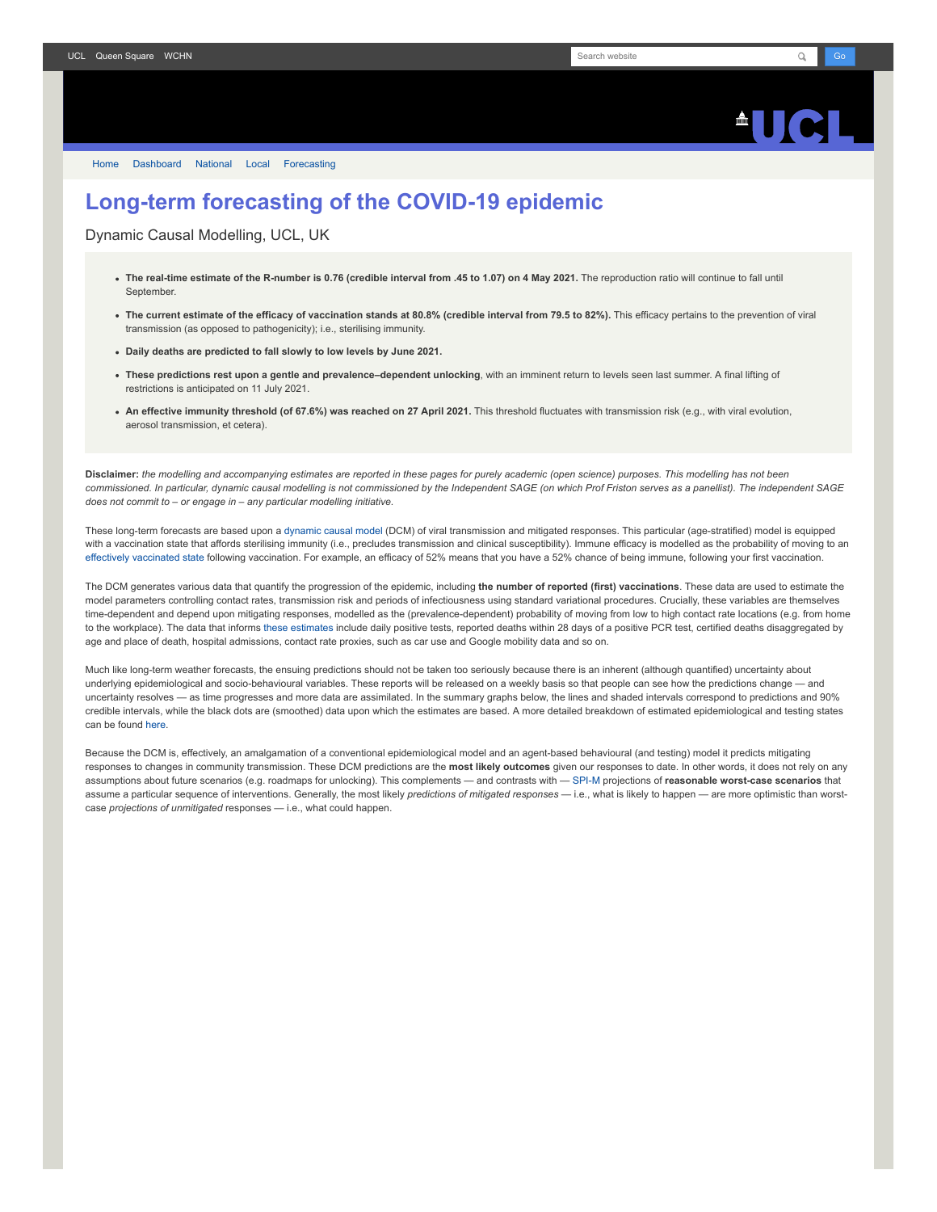# Long-term forecasting of the COVID-19 epidemic

Dynamic Causal Modelling, UCL, UK

- **The real-time estimate of the R-number is 0.76 (credible interval from .45 to 1.07) on 4 May 2021.** The reproduction ratio will continue to fall until September.
- **The current estimate of the efficacy of vaccination stands at 80.8% (credible interval from 79.5 to 82%).** This efficacy pertains to the prevention of viral transmission (as opposed to pathogenicity); i.e., sterilising immunity.
- **Daily deaths are predicted to fall slowly to low levels by June 2021.**
- **These predictions rest upon a gentle and prevalence–dependent unlocking**, with an imminent return to levels seen last summer. A final lifting of restrictions is anticipated on 11 July 2021.
- **An effective immunity threshold (of 67.6%) was reached on 27 April 2021.** This threshold fluctuates with transmission risk (e.g., with viral evolution, aerosol transmission, et cetera).

**Disclaimer:** *the modelling and accompanying estimates are reported in these pages for purely academic (open science) purposes. This modelling has not been commissioned. In particular, dynamic causal modelling is not commissioned by the Independent SAGE (on which Prof Friston serves as a panellist). The independent SAGE does not commit to – or engage in – any particular modelling initiative.*

These long-term forecasts are based upon a dynamic causal model (DCM) of viral transmission and mitigated responses. This particular (age-stratified) model is equipped with a vaccination state that affords sterilising immunity (i.e., precludes transmission and clinical susceptibility). Immune efficacy is modelled as the probability of moving to an effectively vaccinated state following vaccination. For example, an efficacy of 52% means that you have a 52% chance of being immune, following your first vaccination.

The DCM generates various data that quantify the progression of the epidemic, including **the number of reported (first) vaccinations**. These data are used to estimate the model parameters controlling contact rates, transmission risk and periods of infectiousness using standard variational procedures. Crucially, these variables are themselves time-dependent and depend upon mitigating responses, modelled as the (prevalence-dependent) probability of moving from low to high contact rate locations (e.g. from home to the workplace). The data that informs these estimates include daily positive tests, reported deaths within 28 days of a positive PCR test, certified deaths disaggregated by age and place of death, hospital admissions, contact rate proxies, such as car use and Google mobility data and so on.

Much like long-term weather forecasts, the ensuing predictions should not be taken too seriously because there is an inherent (although quantified) uncertainty about underlying epidemiological and socio-behavioural variables. These reports will be released on a weekly basis so that people can see how the predictions change — and uncertainty resolves — as time progresses and more data are assimilated. In the summary graphs below, the lines and shaded intervals correspond to predictions and 90% credible intervals, while the black dots are (smoothed) data upon which the estimates are based. A more detailed breakdown of estimated epidemiological and testing states can be found here.

Because the DCM is, effectively, an amalgamation of a conventional epidemiological model and an agent-based behavioural (and testing) model it predicts mitigating responses to changes in community transmission. These DCM predictions are the **most likely outcomes** given our responses to date. In other words, it does not rely on any assumptions about future scenarios (e.g. roadmaps for unlocking). This complements — and contrasts with — SPI-M projections of **reasonable worst-case scenarios** that assume a particular sequence of interventions. Generally, the most likely *predictions of mitigated responses* — i.e., what is likely to happen — are more optimistic than worst-case *projections of unmitigated* responses — i.e., what could happen.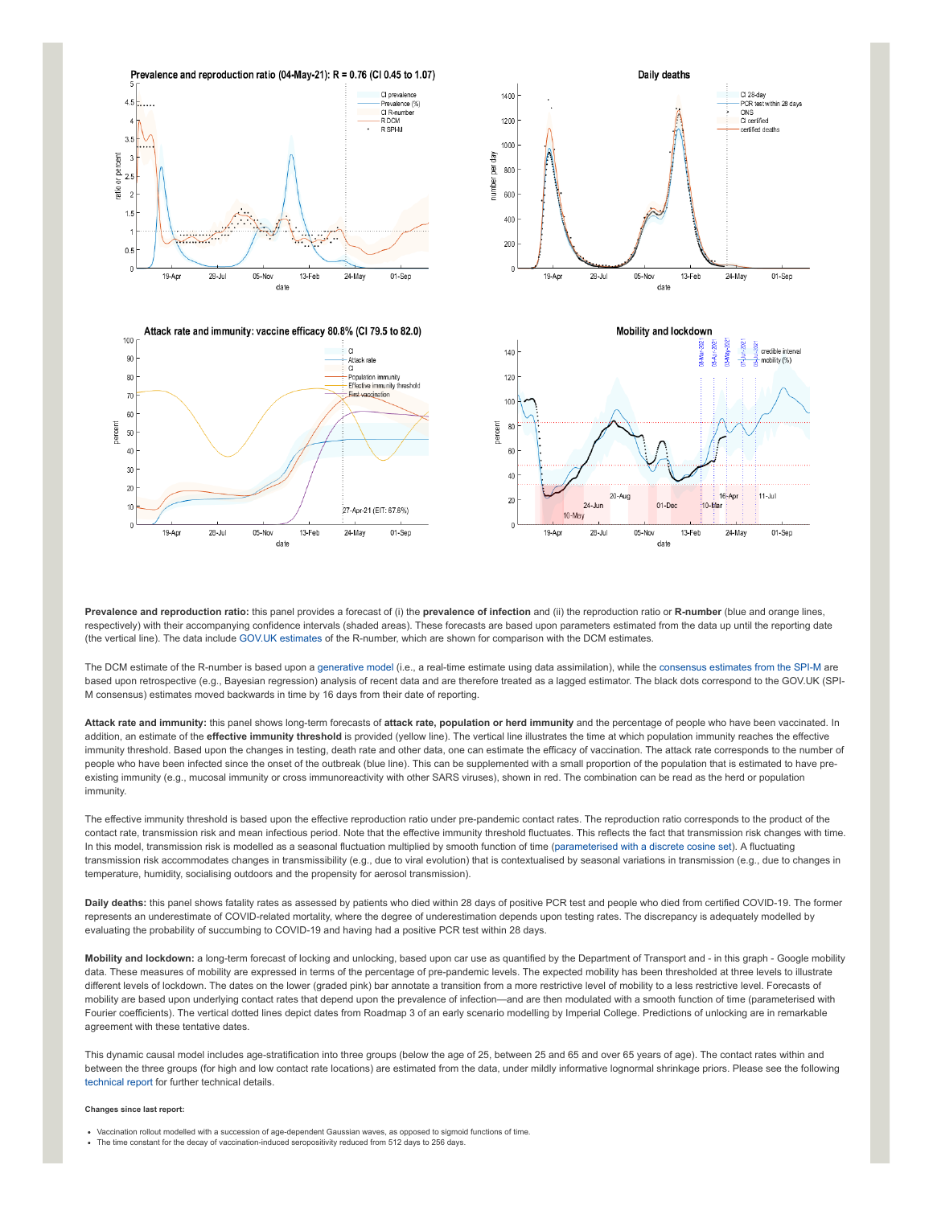**Prevalence and reproduction ratio:** this panel provides a forecast of (i) the **prevalence of infection** and (ii) the reproduction ratio or **R-number** (blue and orange lines, respectively) with their accompanying confidence intervals (shaded areas). These forecasts are based upon parameters estimated from the data up until the reporting date (the vertical line). The data include GOV.UK estimates of the R-number, which are shown for comparison with the DCM estimates.

The DCM estimate of the R-number is based upon a generative model (i.e., a real-time estimate using data assimilation), while the consensus estimates from the SPI-M are based upon retrospective (e.g., Bayesian regression) analysis of recent data and are therefore treated as a lagged estimator. The black dots correspond to the GOV.UK (SPI-M consensus) estimates moved backwards in time by 16 days from their date of reporting.

**Attack rate and immunity:** this panel shows long-term forecasts of **attack rate, population or herd immunity** and the percentage of people who have been vaccinated. In addition, an estimate of the **effective immunity threshold** is provided (yellow line). The vertical line illustrates the time at which population immunity reaches the effective immunity threshold. Based upon the changes in testing, death rate and other data, one can estimate the efficacy of vaccination. The attack rate corresponds to the number of people who have been infected since the onset of the outbreak (blue line). This can be supplemented with a small proportion of the population that is estimated to have pre-existing immunity (e.g., mucosal immunity or cross immunoreactivity with other SARS viruses), shown in red. The combination can be read as the herd or population immunity.

The effective immunity threshold is based upon the effective reproduction ratio under pre-pandemic contact rates. The reproduction ratio corresponds to the product of the contact rate, transmission risk and mean infectious period. Note that the effective immunity threshold fluctuates. This reflects the fact that transmission risk changes with time. In this model, transmission risk is modelled as a seasonal fluctuation multiplied by smooth function of time (parameterised with a discrete cosine set). A fluctuating transmission risk accommodates changes in transmissibility (e.g., due to viral evolution) that is contextualised by seasonal variations in transmission (e.g., due to changes in temperature, humidity, socialising outdoors and the propensity for aerosol transmission).

**Daily deaths:** this panel shows fatality rates as assessed by patients who died within 28 days of positive PCR test and people who died from certified COVID-19. The former represents an underestimate of COVID-related mortality, where the degree of underestimation depends upon testing rates. The discrepancy is adequately modelled by evaluating the probability of succumbing to COVID-19 and having had a positive PCR test within 28 days.

**Mobility and lockdown:** a long-term forecast of locking and unlocking, based upon car use as quantified by the Department of Transport and - in this graph - Google mobility data. These measures of mobility are expressed in terms of the percentage of pre-pandemic levels. The expected mobility has been thresholded at three levels to illustrate different levels of lockdown. The dates on the lower (graded pink) bar annotate a transition from a more restrictive level of mobility to a less restrictive level. Forecasts of mobility are based upon underlying contact rates that depend upon the prevalence of infection—and are then modulated with a smooth function of time (parameterised with Fourier coefficients). The vertical dotted lines depict dates from Roadmap 3 of an early scenario modelling by Imperial College. Predictions of unlocking are in remarkable agreement with these tentative dates.

This dynamic causal model includes age-stratification into three groups (below the age of 25, between 25 and 65 and over 65 years of age). The contact rates within and between the three groups (for high and low contact rate locations) are estimated from the data, under mildly informative lognormal shrinkage priors. Please see the following technical report for further technical details.

**Changes since last report:**

- Vaccination rollout modelled with a succession of age-dependent Gaussian waves, as opposed to sigmoid functions of time.
- The time constant for the decay of vaccination-induced seropositivity reduced from 512 days to 256 days.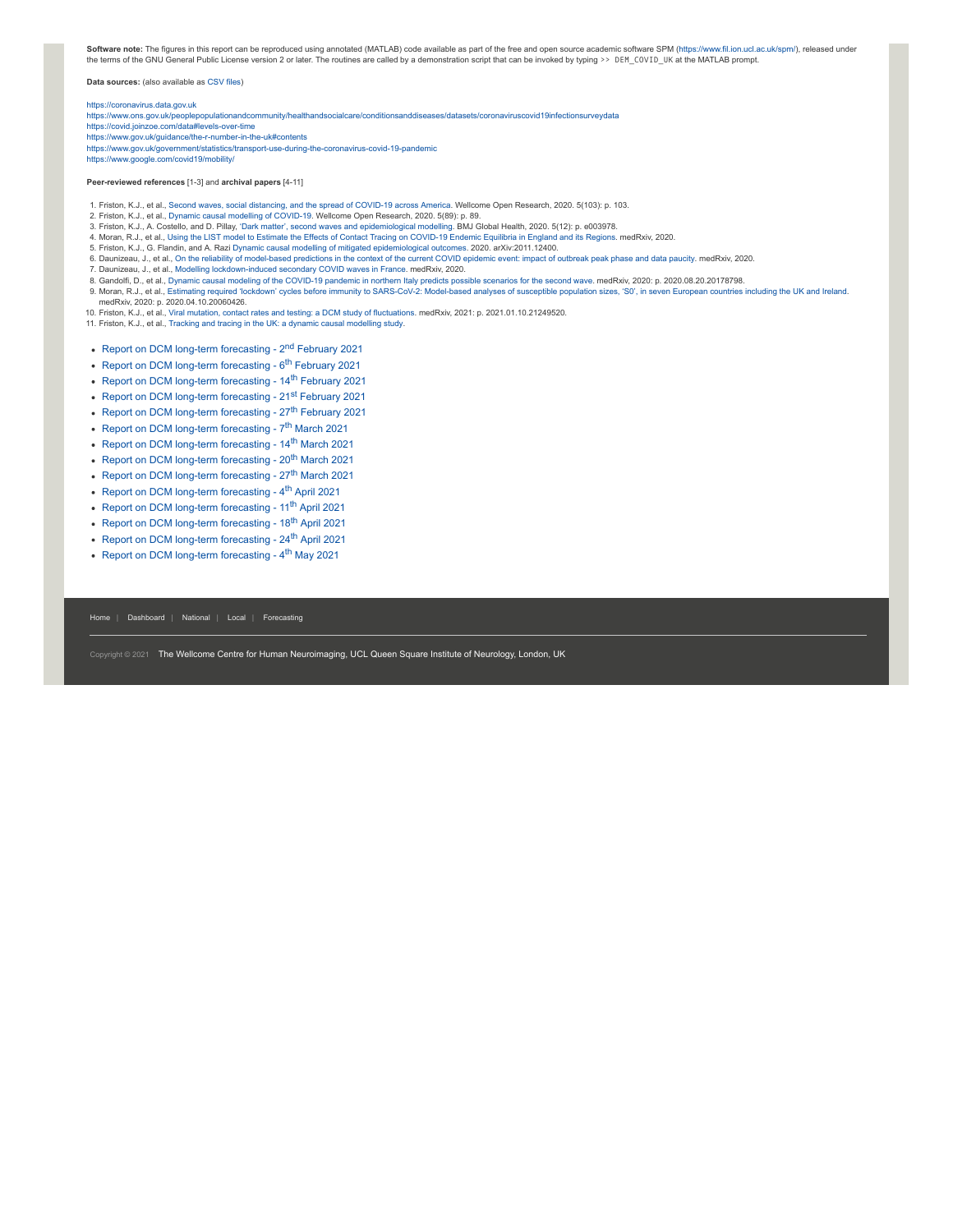**Software note:** The figures in this report can be reproduced using annotated (MATLAB) code available as part of the free and open source academic software SPM (https://www.fil.ion.ucl.ac.uk/spm/), released under the terms of the GNU General Public License version 2 or later. The routines are called by a demonstration script that can be invoked by typing `>> DEM_COVID_UK` at the MATLAB prompt.

**Data sources:** (also available as CSV files)

https://coronavirus.data.gov.uk
https://www.ons.gov.uk/peoplepopulationandcommunity/healthandsocialcare/conditionsanddiseases/datasets/coronaviruscovid19infectionsurveydata
https://covid.joinzoe.com/data#levels-over-time
https://www.gov.uk/guidance/the-r-number-in-the-uk#contents
https://www.gov.uk/government/statistics/transport-use-during-the-coronavirus-covid-19-pandemic
https://www.google.com/covid19/mobility/

**Peer-reviewed references** [1-3] and **archival papers** [4-11]

1. Friston, K.J., et al., Second waves, social distancing, and the spread of COVID-19 across America. Wellcome Open Research, 2020. 5(103): p. 103.
2. Friston, K.J., et al., Dynamic causal modelling of COVID-19. Wellcome Open Research, 2020. 5(89): p. 89.
3. Friston, K.J., A. Costello, and D. Pillay, 'Dark matter', second waves and epidemiological modelling. BMJ Global Health, 2020. 5(12): p. e003978.
4. Moran, R.J., et al., Using the LIST model to Estimate the Effects of Contact Tracing on COVID-19 Endemic Equilibria in England and its Regions. medRxiv, 2020.
5. Friston, K.J., G. Flandin, and A. Razi Dynamic causal modelling of mitigated epidemiological outcomes. 2020. arXiv:2011.12400.
6. Daunizeau, J., et al., On the reliability of model-based predictions in the context of the current COVID epidemic event: impact of outbreak peak phase and data paucity. medRxiv, 2020.
7. Daunizeau, J., et al., Modelling lockdown-induced secondary COVID waves in France. medRxiv, 2020.
8. Gandolfi, D., et al., Dynamic causal modeling of the COVID-19 pandemic in northern Italy predicts possible scenarios for the second wave. medRxiv, 2020: p. 2020.08.20.20178798.
9. Moran, R.J., et al., Estimating required 'lockdown' cycles before immunity to SARS-CoV-2: Model-based analyses of susceptible population sizes, 'S0', in seven European countries including the UK and Ireland. medRxiv, 2020: p. 2020.04.10.20060426.
10. Friston, K.J., et al., Viral mutation, contact rates and testing: a DCM study of fluctuations. medRxiv, 2021: p. 2021.01.10.21249520.
11. Friston, K.J., et al., Tracking and tracing in the UK: a dynamic causal modelling study.

- Report on DCM long-term forecasting - 2nd February 2021
- Report on DCM long-term forecasting - 6th February 2021
- Report on DCM long-term forecasting - 14th February 2021
- Report on DCM long-term forecasting - 21st February 2021
- Report on DCM long-term forecasting - 27th February 2021
- Report on DCM long-term forecasting - 7th March 2021
- Report on DCM long-term forecasting - 14th March 2021
- Report on DCM long-term forecasting - 20th March 2021
- Report on DCM long-term forecasting - 27th March 2021
- Report on DCM long-term forecasting - 4th April 2021
- Report on DCM long-term forecasting - 11th April 2021
- Report on DCM long-term forecasting - 18th April 2021
- Report on DCM long-term forecasting - 24th April 2021
- Report on DCM long-term forecasting - 4th May 2021

Home | Dashboard | National | Local | Forecasting

Copyright © 2021 The Wellcome Centre for Human Neuroimaging, UCL Queen Square Institute of Neurology, London, UK